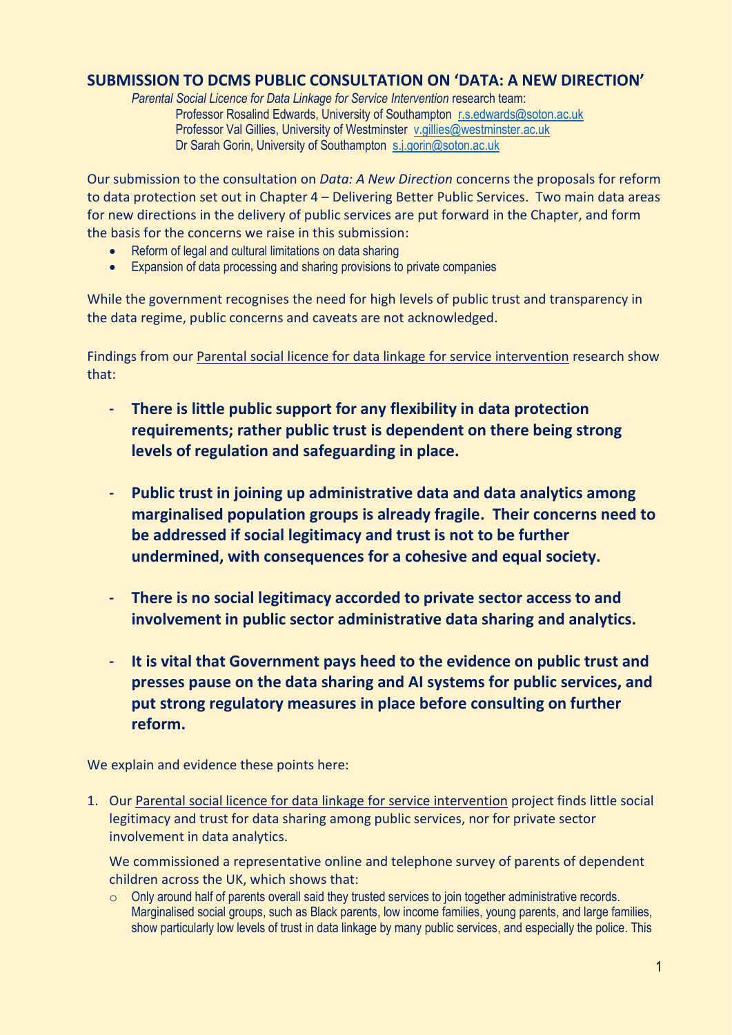## SUBMISSION TO DCMS PUBLIC CONSULTATION ON 'DATA: A NEW DIRECTION'

*Parental Social Licence for Data Linkage for Service Intervention* research team:
Professor Rosalind Edwards, University of Southampton r.s.edwards@soton.ac.uk
Professor Val Gillies, University of Westminster v.gillies@westminster.ac.uk
Dr Sarah Gorin, University of Southampton s.j.gorin@soton.ac.uk

Our submission to the consultation on *Data: A New Direction* concerns the proposals for reform to data protection set out in Chapter 4 – Delivering Better Public Services. Two main data areas for new directions in the delivery of public services are put forward in the Chapter, and form the basis for the concerns we raise in this submission:

- Reform of legal and cultural limitations on data sharing
- Expansion of data processing and sharing provisions to private companies

While the government recognises the need for high levels of public trust and transparency in the data regime, public concerns and caveats are not acknowledged.

Findings from our Parental social licence for data linkage for service intervention research show that:

- **There is little public support for any flexibility in data protection requirements; rather public trust is dependent on there being strong levels of regulation and safeguarding in place.**
- **Public trust in joining up administrative data and data analytics among marginalised population groups is already fragile. Their concerns need to be addressed if social legitimacy and trust is not to be further undermined, with consequences for a cohesive and equal society.**
- **There is no social legitimacy accorded to private sector access to and involvement in public sector administrative data sharing and analytics.**
- **It is vital that Government pays heed to the evidence on public trust and presses pause on the data sharing and AI systems for public services, and put strong regulatory measures in place before consulting on further reform.**

We explain and evidence these points here:

1. Our Parental social licence for data linkage for service intervention project finds little social legitimacy and trust for data sharing among public services, nor for private sector involvement in data analytics.

   We commissioned a representative online and telephone survey of parents of dependent children across the UK, which shows that:

   - Only around half of parents overall said they trusted services to join together administrative records. Marginalised social groups, such as Black parents, low income families, young parents, and large families, show particularly low levels of trust in data linkage by many public services, and especially the police. This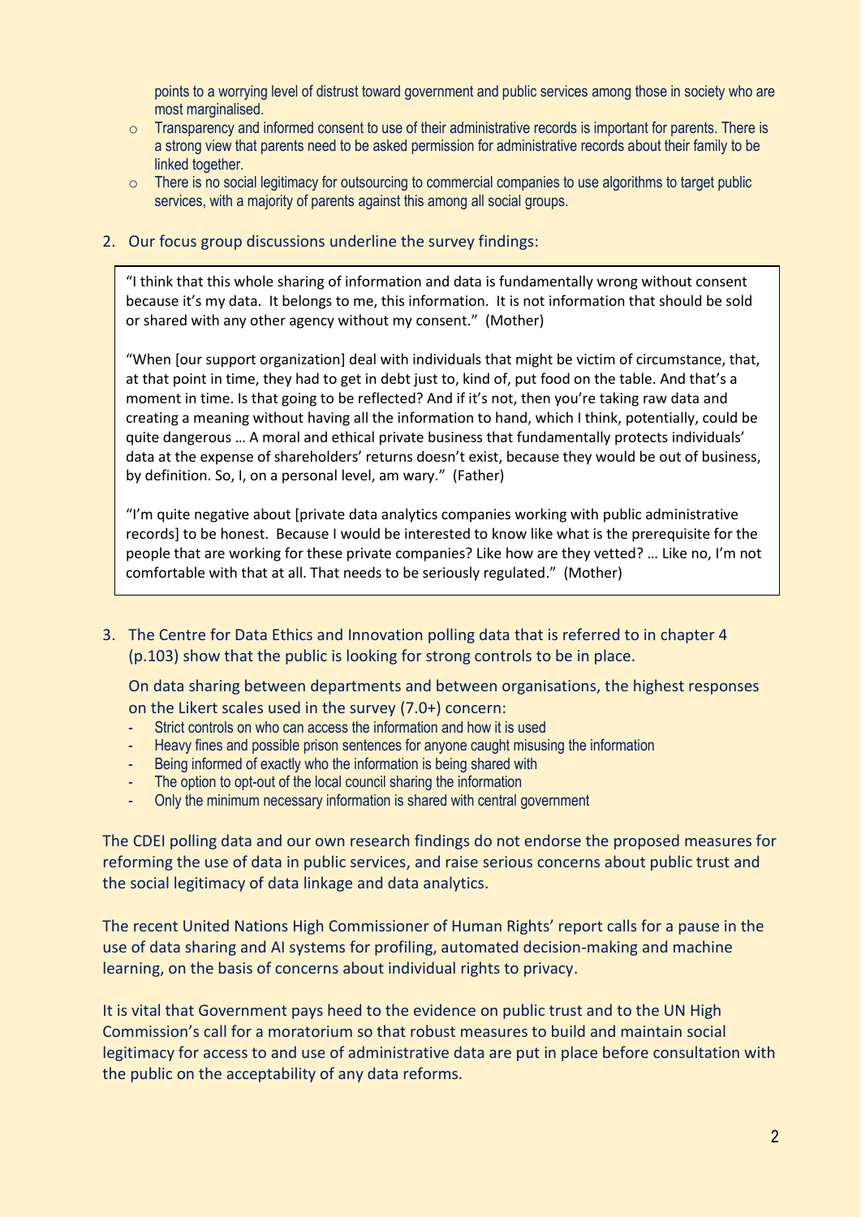points to a worrying level of distrust toward government and public services among those in society who are most marginalised.

- Transparency and informed consent to use of their administrative records is important for parents. There is a strong view that parents need to be asked permission for administrative records about their family to be linked together.
- There is no social legitimacy for outsourcing to commercial companies to use algorithms to target public services, with a majority of parents against this among all social groups.

2. Our focus group discussions underline the survey findings:

> "I think that this whole sharing of information and data is fundamentally wrong without consent because it's my data. It belongs to me, this information. It is not information that should be sold or shared with any other agency without my consent." (Mother)
>
> "When [our support organization] deal with individuals that might be victim of circumstance, that, at that point in time, they had to get in debt just to, kind of, put food on the table. And that's a moment in time. Is that going to be reflected? And if it's not, then you're taking raw data and creating a meaning without having all the information to hand, which I think, potentially, could be quite dangerous … A moral and ethical private business that fundamentally protects individuals' data at the expense of shareholders' returns doesn't exist, because they would be out of business, by definition. So, I, on a personal level, am wary." (Father)
>
> "I'm quite negative about [private data analytics companies working with public administrative records] to be honest. Because I would be interested to know like what is the prerequisite for the people that are working for these private companies? Like how are they vetted? … Like no, I'm not comfortable with that at all. That needs to be seriously regulated." (Mother)

3. The Centre for Data Ethics and Innovation polling data that is referred to in chapter 4 (p.103) show that the public is looking for strong controls to be in place.

   On data sharing between departments and between organisations, the highest responses on the Likert scales used in the survey (7.0+) concern:

   - Strict controls on who can access the information and how it is used
   - Heavy fines and possible prison sentences for anyone caught misusing the information
   - Being informed of exactly who the information is being shared with
   - The option to opt-out of the local council sharing the information
   - Only the minimum necessary information is shared with central government

The CDEI polling data and our own research findings do not endorse the proposed measures for reforming the use of data in public services, and raise serious concerns about public trust and the social legitimacy of data linkage and data analytics.

The recent United Nations High Commissioner of Human Rights' report calls for a pause in the use of data sharing and AI systems for profiling, automated decision-making and machine learning, on the basis of concerns about individual rights to privacy.

It is vital that Government pays heed to the evidence on public trust and to the UN High Commission's call for a moratorium so that robust measures to build and maintain social legitimacy for access to and use of administrative data are put in place before consultation with the public on the acceptability of any data reforms.